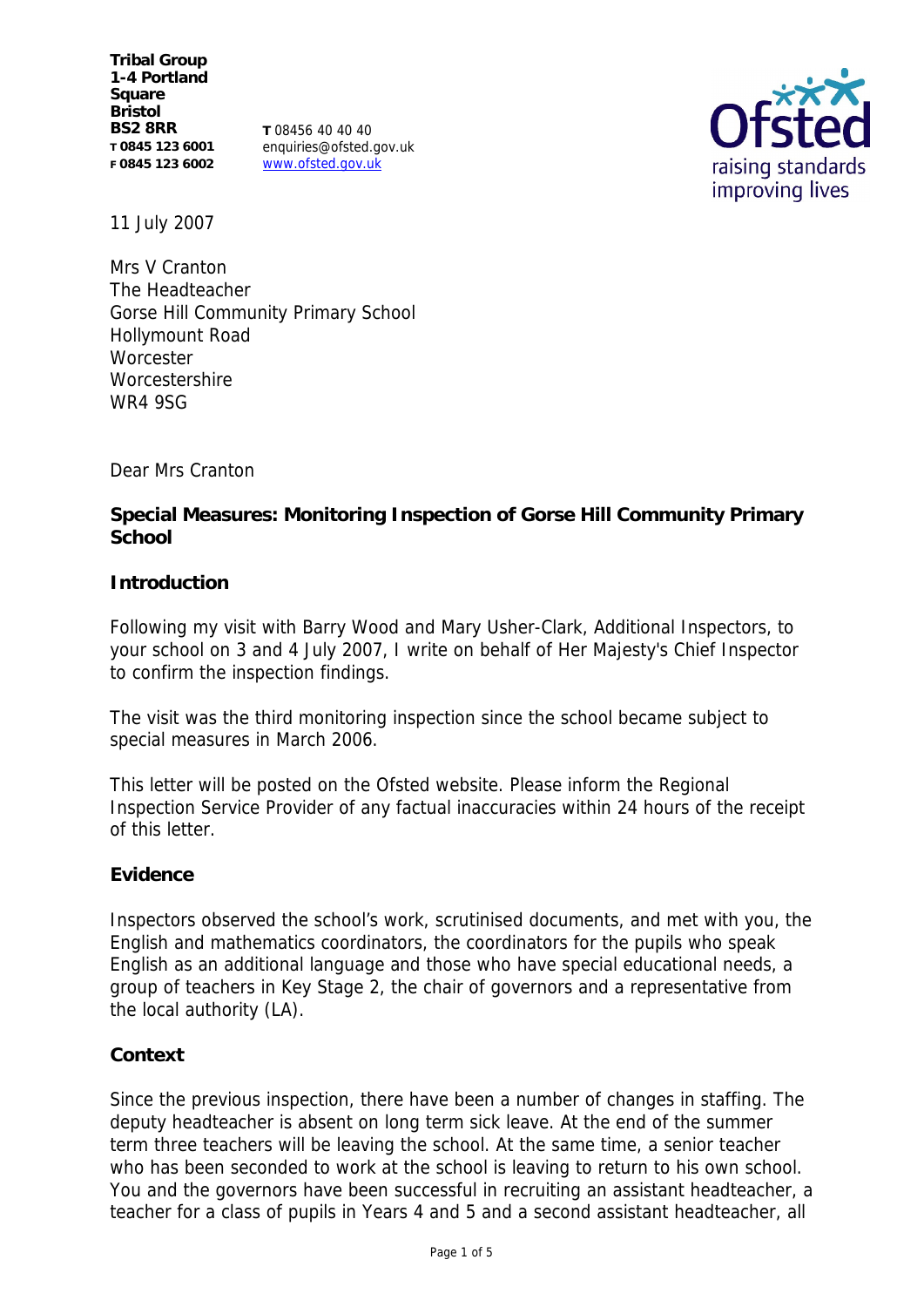**Tribal Group**
**1-4 Portland Square**
**Bristol**
**BS2 8RR**
**T 0845 123 6001**
**F 0845 123 6002**

**T** 08456 40 40 40
enquiries@ofsted.gov.uk
www.ofsted.gov.uk

11 July 2007

Mrs V Cranton
The Headteacher
Gorse Hill Community Primary School
Hollymount Road
Worcester
Worcestershire
WR4 9SG

Dear Mrs Cranton

**Special Measures: Monitoring Inspection of Gorse Hill Community Primary School**

**Introduction**

Following my visit with Barry Wood and Mary Usher-Clark, Additional Inspectors, to your school on 3 and 4 July 2007, I write on behalf of Her Majesty's Chief Inspector to confirm the inspection findings.

The visit was the third monitoring inspection since the school became subject to special measures in March 2006.

This letter will be posted on the Ofsted website. Please inform the Regional Inspection Service Provider of any factual inaccuracies within 24 hours of the receipt of this letter.

**Evidence**

Inspectors observed the school's work, scrutinised documents, and met with you, the English and mathematics coordinators, the coordinators for the pupils who speak English as an additional language and those who have special educational needs, a group of teachers in Key Stage 2, the chair of governors and a representative from the local authority (LA).

**Context**

Since the previous inspection, there have been a number of changes in staffing. The deputy headteacher is absent on long term sick leave. At the end of the summer term three teachers will be leaving the school. At the same time, a senior teacher who has been seconded to work at the school is leaving to return to his own school. You and the governors have been successful in recruiting an assistant headteacher, a teacher for a class of pupils in Years 4 and 5 and a second assistant headteacher, all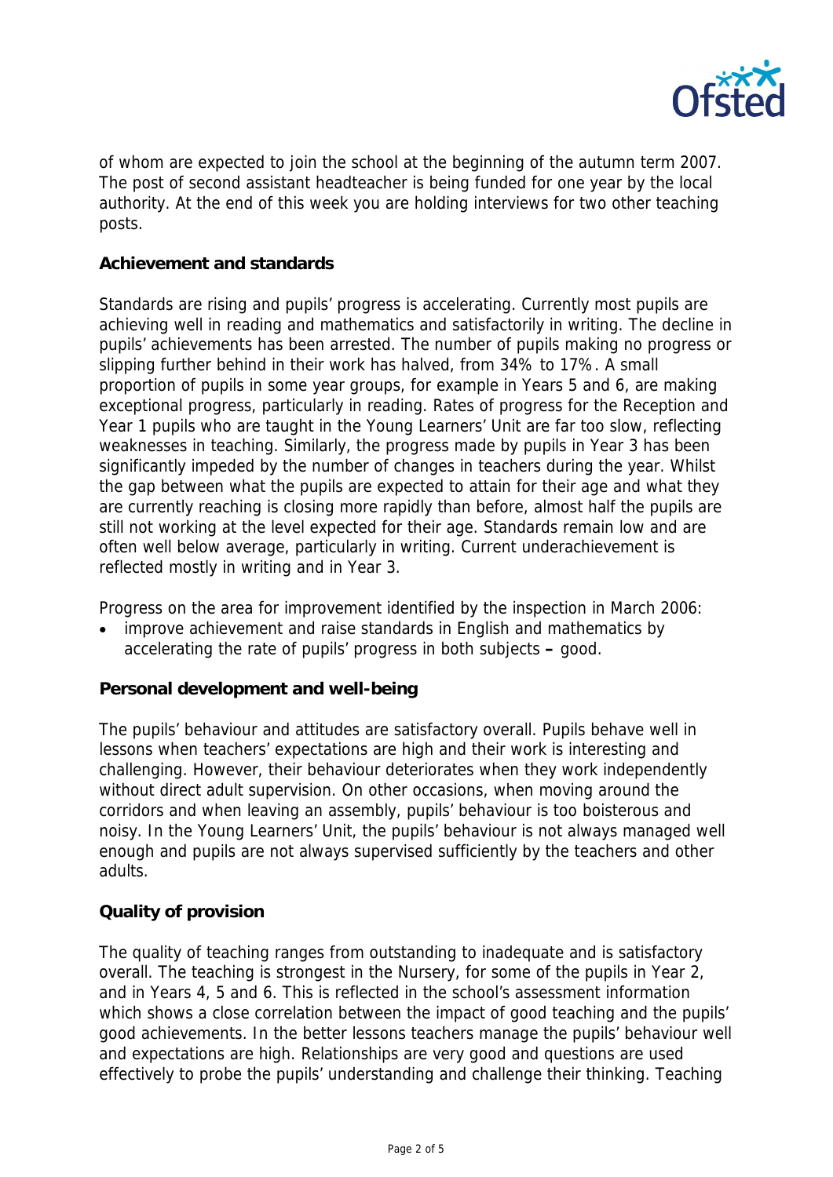of whom are expected to join the school at the beginning of the autumn term 2007. The post of second assistant headteacher is being funded for one year by the local authority. At the end of this week you are holding interviews for two other teaching posts.

## Achievement and standards

Standards are rising and pupils' progress is accelerating. Currently most pupils are achieving well in reading and mathematics and satisfactorily in writing. The decline in pupils' achievements has been arrested. The number of pupils making no progress or slipping further behind in their work has halved, from 34% to 17%. A small proportion of pupils in some year groups, for example in Years 5 and 6, are making exceptional progress, particularly in reading. Rates of progress for the Reception and Year 1 pupils who are taught in the Young Learners' Unit are far too slow, reflecting weaknesses in teaching. Similarly, the progress made by pupils in Year 3 has been significantly impeded by the number of changes in teachers during the year. Whilst the gap between what the pupils are expected to attain for their age and what they are currently reaching is closing more rapidly than before, almost half the pupils are still not working at the level expected for their age. Standards remain low and are often well below average, particularly in writing. Current underachievement is reflected mostly in writing and in Year 3.

Progress on the area for improvement identified by the inspection in March 2006:

- improve achievement and raise standards in English and mathematics by accelerating the rate of pupils' progress in both subjects **–** good.

## Personal development and well-being

The pupils' behaviour and attitudes are satisfactory overall. Pupils behave well in lessons when teachers' expectations are high and their work is interesting and challenging. However, their behaviour deteriorates when they work independently without direct adult supervision. On other occasions, when moving around the corridors and when leaving an assembly, pupils' behaviour is too boisterous and noisy. In the Young Learners' Unit, the pupils' behaviour is not always managed well enough and pupils are not always supervised sufficiently by the teachers and other adults.

## Quality of provision

The quality of teaching ranges from outstanding to inadequate and is satisfactory overall. The teaching is strongest in the Nursery, for some of the pupils in Year 2, and in Years 4, 5 and 6. This is reflected in the school's assessment information which shows a close correlation between the impact of good teaching and the pupils' good achievements. In the better lessons teachers manage the pupils' behaviour well and expectations are high. Relationships are very good and questions are used effectively to probe the pupils' understanding and challenge their thinking. Teaching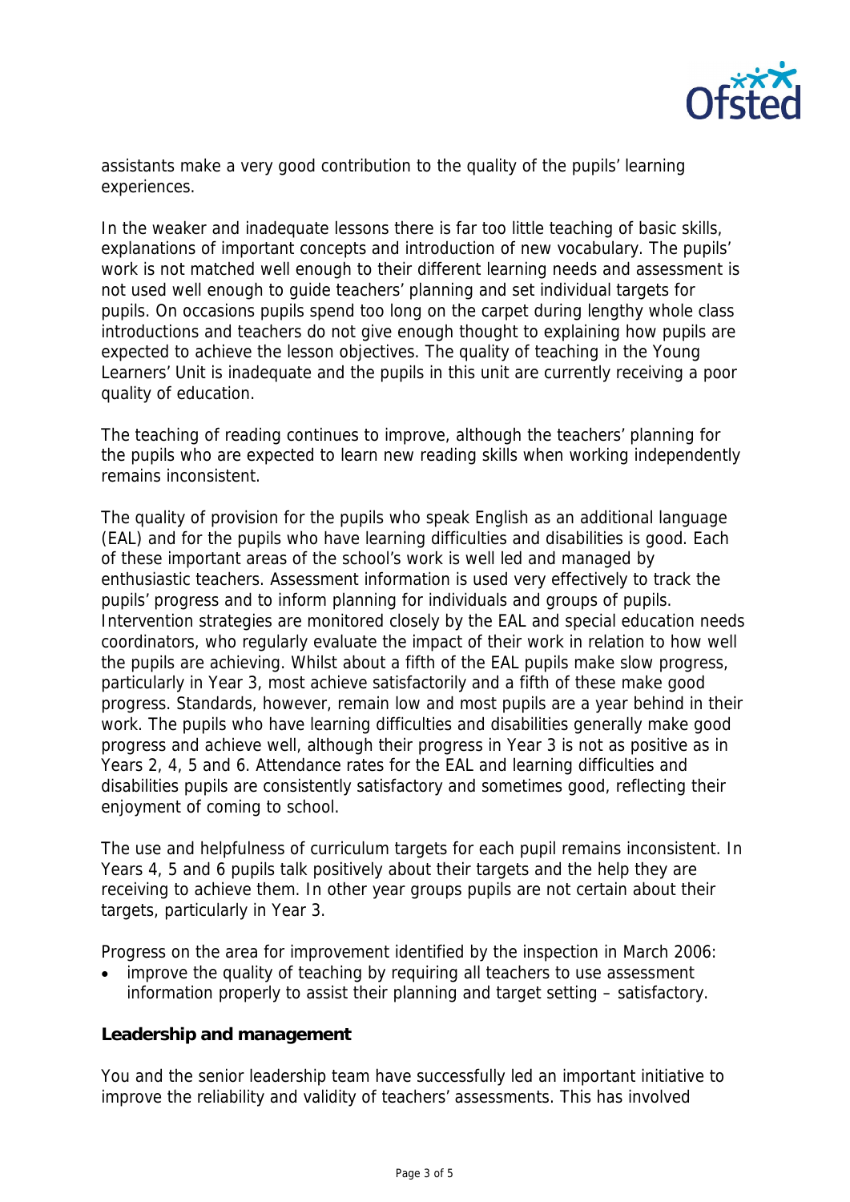assistants make a very good contribution to the quality of the pupils' learning experiences.

In the weaker and inadequate lessons there is far too little teaching of basic skills, explanations of important concepts and introduction of new vocabulary. The pupils' work is not matched well enough to their different learning needs and assessment is not used well enough to guide teachers' planning and set individual targets for pupils. On occasions pupils spend too long on the carpet during lengthy whole class introductions and teachers do not give enough thought to explaining how pupils are expected to achieve the lesson objectives. The quality of teaching in the Young Learners' Unit is inadequate and the pupils in this unit are currently receiving a poor quality of education.

The teaching of reading continues to improve, although the teachers' planning for the pupils who are expected to learn new reading skills when working independently remains inconsistent.

The quality of provision for the pupils who speak English as an additional language (EAL) and for the pupils who have learning difficulties and disabilities is good. Each of these important areas of the school's work is well led and managed by enthusiastic teachers. Assessment information is used very effectively to track the pupils' progress and to inform planning for individuals and groups of pupils. Intervention strategies are monitored closely by the EAL and special education needs coordinators, who regularly evaluate the impact of their work in relation to how well the pupils are achieving. Whilst about a fifth of the EAL pupils make slow progress, particularly in Year 3, most achieve satisfactorily and a fifth of these make good progress. Standards, however, remain low and most pupils are a year behind in their work. The pupils who have learning difficulties and disabilities generally make good progress and achieve well, although their progress in Year 3 is not as positive as in Years 2, 4, 5 and 6. Attendance rates for the EAL and learning difficulties and disabilities pupils are consistently satisfactory and sometimes good, reflecting their enjoyment of coming to school.

The use and helpfulness of curriculum targets for each pupil remains inconsistent. In Years 4, 5 and 6 pupils talk positively about their targets and the help they are receiving to achieve them. In other year groups pupils are not certain about their targets, particularly in Year 3.

Progress on the area for improvement identified by the inspection in March 2006:

- improve the quality of teaching by requiring all teachers to use assessment information properly to assist their planning and target setting – satisfactory.

**Leadership and management**

You and the senior leadership team have successfully led an important initiative to improve the reliability and validity of teachers' assessments. This has involved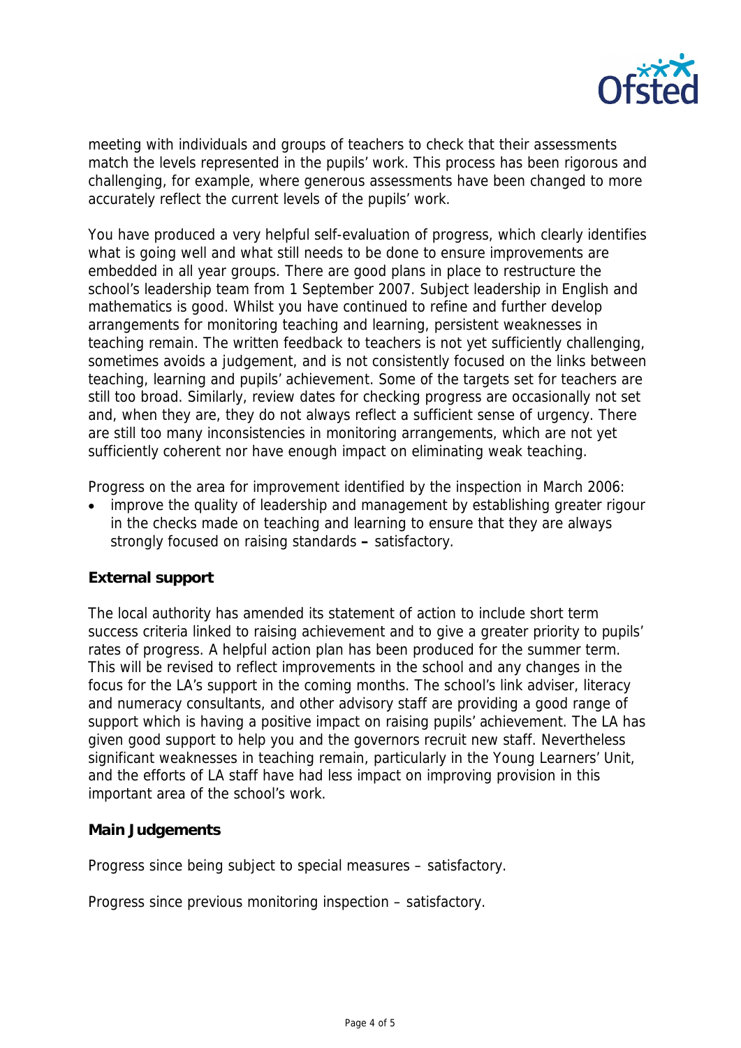meeting with individuals and groups of teachers to check that their assessments match the levels represented in the pupils' work. This process has been rigorous and challenging, for example, where generous assessments have been changed to more accurately reflect the current levels of the pupils' work.

You have produced a very helpful self-evaluation of progress, which clearly identifies what is going well and what still needs to be done to ensure improvements are embedded in all year groups. There are good plans in place to restructure the school's leadership team from 1 September 2007. Subject leadership in English and mathematics is good. Whilst you have continued to refine and further develop arrangements for monitoring teaching and learning, persistent weaknesses in teaching remain. The written feedback to teachers is not yet sufficiently challenging, sometimes avoids a judgement, and is not consistently focused on the links between teaching, learning and pupils' achievement. Some of the targets set for teachers are still too broad. Similarly, review dates for checking progress are occasionally not set and, when they are, they do not always reflect a sufficient sense of urgency. There are still too many inconsistencies in monitoring arrangements, which are not yet sufficiently coherent nor have enough impact on eliminating weak teaching.

Progress on the area for improvement identified by the inspection in March 2006:

- improve the quality of leadership and management by establishing greater rigour in the checks made on teaching and learning to ensure that they are always strongly focused on raising standards **–** satisfactory.

**External support**

The local authority has amended its statement of action to include short term success criteria linked to raising achievement and to give a greater priority to pupils' rates of progress. A helpful action plan has been produced for the summer term. This will be revised to reflect improvements in the school and any changes in the focus for the LA's support in the coming months. The school's link adviser, literacy and numeracy consultants, and other advisory staff are providing a good range of support which is having a positive impact on raising pupils' achievement. The LA has given good support to help you and the governors recruit new staff. Nevertheless significant weaknesses in teaching remain, particularly in the Young Learners' Unit, and the efforts of LA staff have had less impact on improving provision in this important area of the school's work.

**Main Judgements**

Progress since being subject to special measures – satisfactory.

Progress since previous monitoring inspection – satisfactory.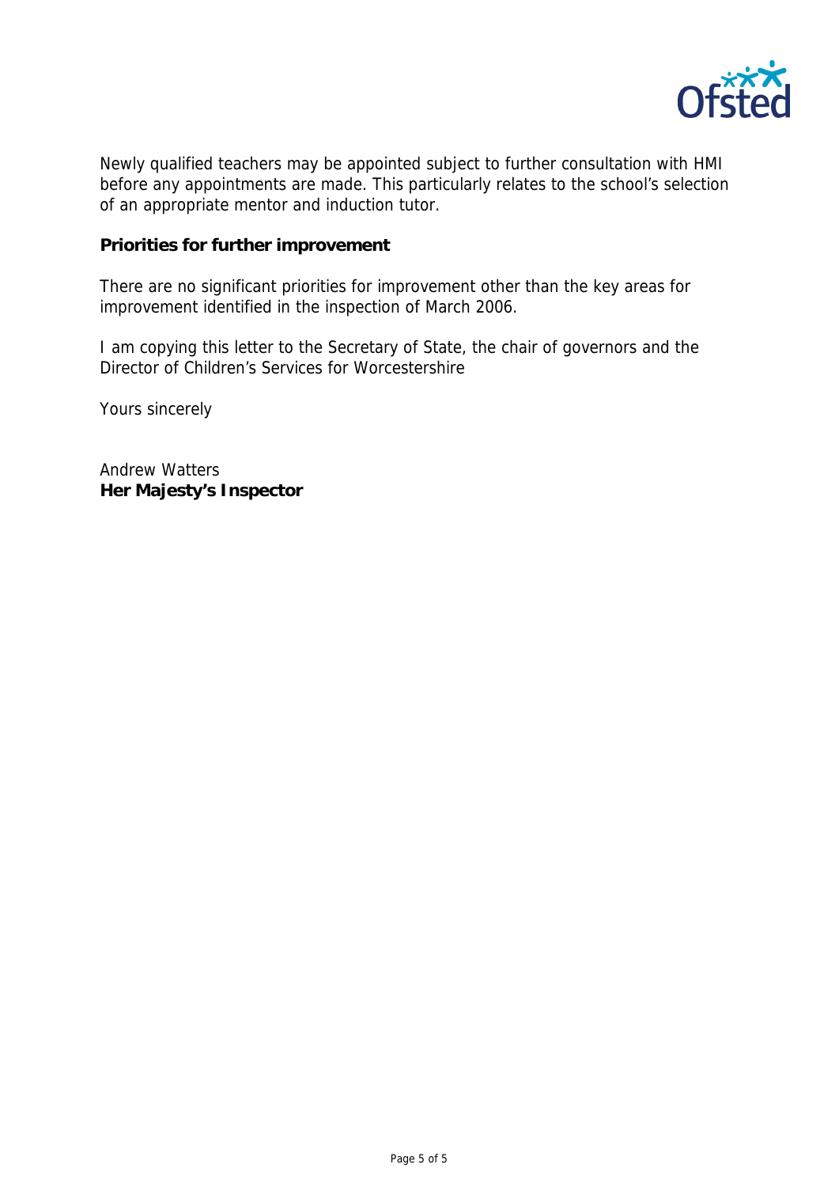Newly qualified teachers may be appointed subject to further consultation with HMI before any appointments are made. This particularly relates to the school's selection of an appropriate mentor and induction tutor.

**Priorities for further improvement**

There are no significant priorities for improvement other than the key areas for improvement identified in the inspection of March 2006.

I am copying this letter to the Secretary of State, the chair of governors and the Director of Children's Services for Worcestershire

Yours sincerely

Andrew Watters
**Her Majesty's Inspector**